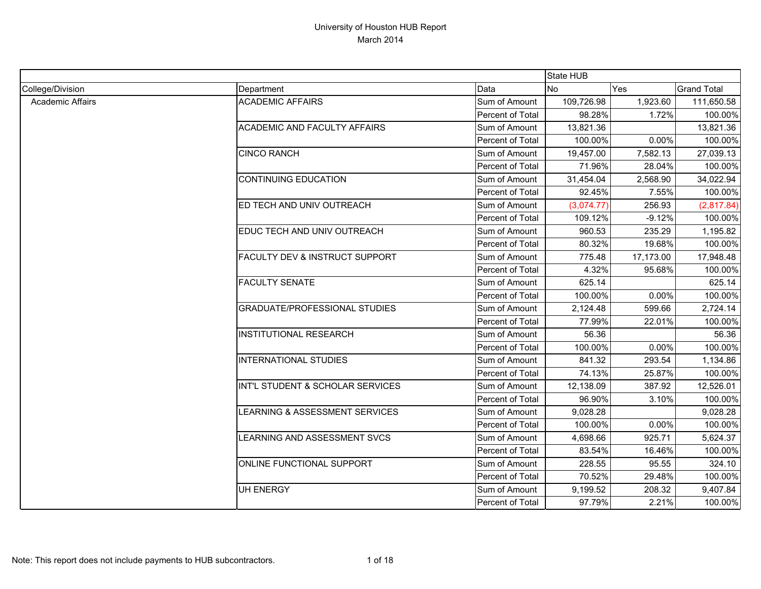# University of Houston HUB Report

March 2014

| | | | State HUB | | |
|---|---|---|---|---|---|
| College/Division | Department | Data | No | Yes | Grand Total |
| Academic Affairs | ACADEMIC AFFAIRS | Sum of Amount | 109,726.98 | 1,923.60 | 111,650.58 |
| | | Percent of Total | 98.28% | 1.72% | 100.00% |
| | ACADEMIC AND FACULTY AFFAIRS | Sum of Amount | 13,821.36 | | 13,821.36 |
| | | Percent of Total | 100.00% | 0.00% | 100.00% |
| | CINCO RANCH | Sum of Amount | 19,457.00 | 7,582.13 | 27,039.13 |
| | | Percent of Total | 71.96% | 28.04% | 100.00% |
| | CONTINUING EDUCATION | Sum of Amount | 31,454.04 | 2,568.90 | 34,022.94 |
| | | Percent of Total | 92.45% | 7.55% | 100.00% |
| | ED TECH AND UNIV OUTREACH | Sum of Amount | (3,074.77) | 256.93 | (2,817.84) |
| | | Percent of Total | 109.12% | -9.12% | 100.00% |
| | EDUC TECH AND UNIV OUTREACH | Sum of Amount | 960.53 | 235.29 | 1,195.82 |
| | | Percent of Total | 80.32% | 19.68% | 100.00% |
| | FACULTY DEV & INSTRUCT SUPPORT | Sum of Amount | 775.48 | 17,173.00 | 17,948.48 |
| | | Percent of Total | 4.32% | 95.68% | 100.00% |
| | FACULTY SENATE | Sum of Amount | 625.14 | | 625.14 |
| | | Percent of Total | 100.00% | 0.00% | 100.00% |
| | GRADUATE/PROFESSIONAL STUDIES | Sum of Amount | 2,124.48 | 599.66 | 2,724.14 |
| | | Percent of Total | 77.99% | 22.01% | 100.00% |
| | INSTITUTIONAL RESEARCH | Sum of Amount | 56.36 | | 56.36 |
| | | Percent of Total | 100.00% | 0.00% | 100.00% |
| | INTERNATIONAL STUDIES | Sum of Amount | 841.32 | 293.54 | 1,134.86 |
| | | Percent of Total | 74.13% | 25.87% | 100.00% |
| | INT'L STUDENT & SCHOLAR SERVICES | Sum of Amount | 12,138.09 | 387.92 | 12,526.01 |
| | | Percent of Total | 96.90% | 3.10% | 100.00% |
| | LEARNING & ASSESSMENT SERVICES | Sum of Amount | 9,028.28 | | 9,028.28 |
| | | Percent of Total | 100.00% | 0.00% | 100.00% |
| | LEARNING AND ASSESSMENT SVCS | Sum of Amount | 4,698.66 | 925.71 | 5,624.37 |
| | | Percent of Total | 83.54% | 16.46% | 100.00% |
| | ONLINE FUNCTIONAL SUPPORT | Sum of Amount | 228.55 | 95.55 | 324.10 |
| | | Percent of Total | 70.52% | 29.48% | 100.00% |
| | UH ENERGY | Sum of Amount | 9,199.52 | 208.32 | 9,407.84 |
| | | Percent of Total | 97.79% | 2.21% | 100.00% |

Note: This report does not include payments to HUB subcontractors.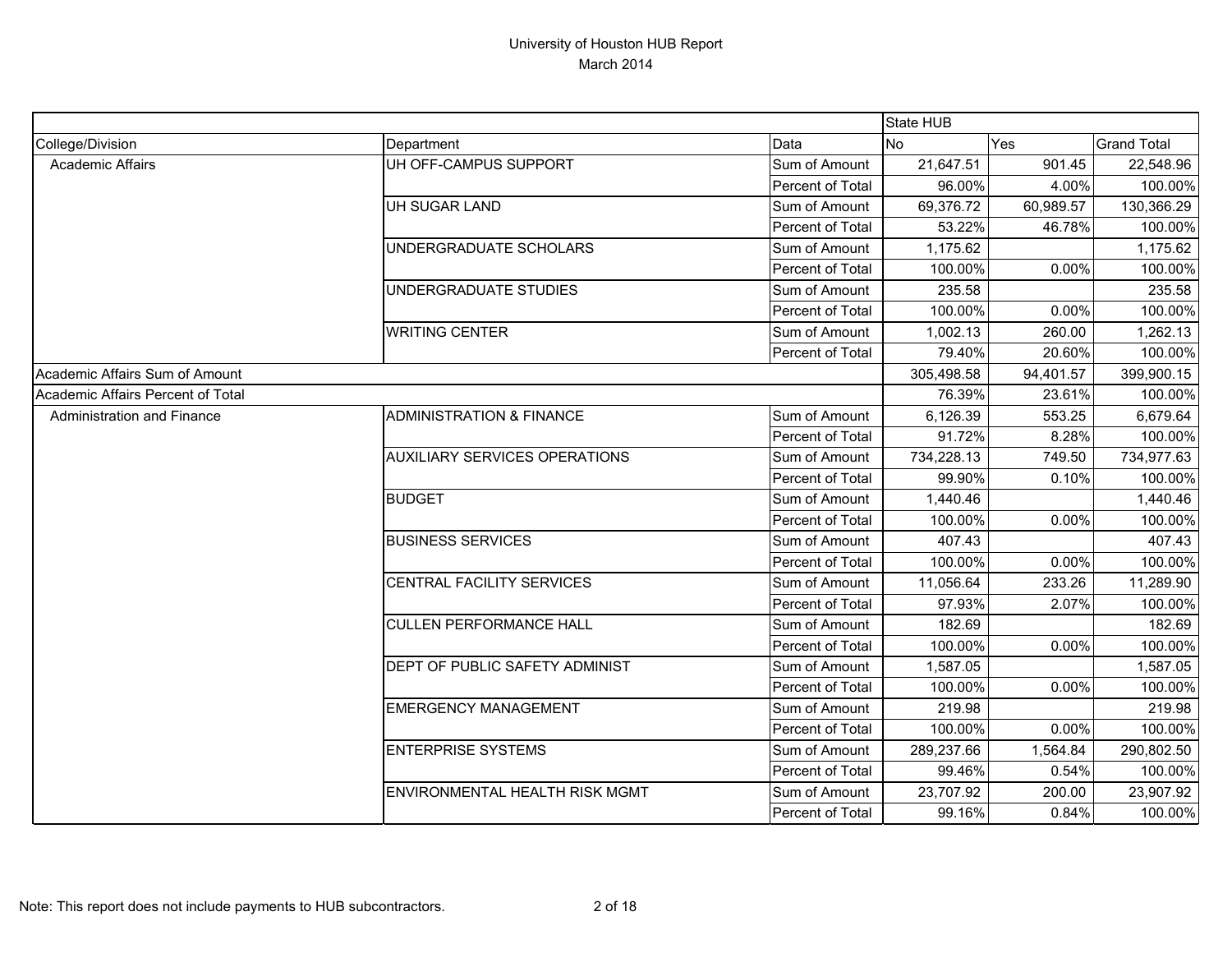# University of Houston HUB Report
March 2014

| | | | State HUB | | |
|---|---|---|---|---|---|
| College/Division | Department | Data | No | Yes | Grand Total |
| Academic Affairs | UH OFF-CAMPUS SUPPORT | Sum of Amount | 21,647.51 | 901.45 | 22,548.96 |
| | | Percent of Total | 96.00% | 4.00% | 100.00% |
| | UH SUGAR LAND | Sum of Amount | 69,376.72 | 60,989.57 | 130,366.29 |
| | | Percent of Total | 53.22% | 46.78% | 100.00% |
| | UNDERGRADUATE SCHOLARS | Sum of Amount | 1,175.62 | | 1,175.62 |
| | | Percent of Total | 100.00% | 0.00% | 100.00% |
| | UNDERGRADUATE STUDIES | Sum of Amount | 235.58 | | 235.58 |
| | | Percent of Total | 100.00% | 0.00% | 100.00% |
| | WRITING CENTER | Sum of Amount | 1,002.13 | 260.00 | 1,262.13 |
| | | Percent of Total | 79.40% | 20.60% | 100.00% |
| Academic Affairs Sum of Amount | | | 305,498.58 | 94,401.57 | 399,900.15 |
| Academic Affairs Percent of Total | | | 76.39% | 23.61% | 100.00% |
| Administration and Finance | ADMINISTRATION & FINANCE | Sum of Amount | 6,126.39 | 553.25 | 6,679.64 |
| | | Percent of Total | 91.72% | 8.28% | 100.00% |
| | AUXILIARY SERVICES OPERATIONS | Sum of Amount | 734,228.13 | 749.50 | 734,977.63 |
| | | Percent of Total | 99.90% | 0.10% | 100.00% |
| | BUDGET | Sum of Amount | 1,440.46 | | 1,440.46 |
| | | Percent of Total | 100.00% | 0.00% | 100.00% |
| | BUSINESS SERVICES | Sum of Amount | 407.43 | | 407.43 |
| | | Percent of Total | 100.00% | 0.00% | 100.00% |
| | CENTRAL FACILITY SERVICES | Sum of Amount | 11,056.64 | 233.26 | 11,289.90 |
| | | Percent of Total | 97.93% | 2.07% | 100.00% |
| | CULLEN PERFORMANCE HALL | Sum of Amount | 182.69 | | 182.69 |
| | | Percent of Total | 100.00% | 0.00% | 100.00% |
| | DEPT OF PUBLIC SAFETY ADMINIST | Sum of Amount | 1,587.05 | | 1,587.05 |
| | | Percent of Total | 100.00% | 0.00% | 100.00% |
| | EMERGENCY MANAGEMENT | Sum of Amount | 219.98 | | 219.98 |
| | | Percent of Total | 100.00% | 0.00% | 100.00% |
| | ENTERPRISE SYSTEMS | Sum of Amount | 289,237.66 | 1,564.84 | 290,802.50 |
| | | Percent of Total | 99.46% | 0.54% | 100.00% |
| | ENVIRONMENTAL HEALTH RISK MGMT | Sum of Amount | 23,707.92 | 200.00 | 23,907.92 |
| | | Percent of Total | 99.16% | 0.84% | 100.00% |

Note: This report does not include payments to HUB subcontractors.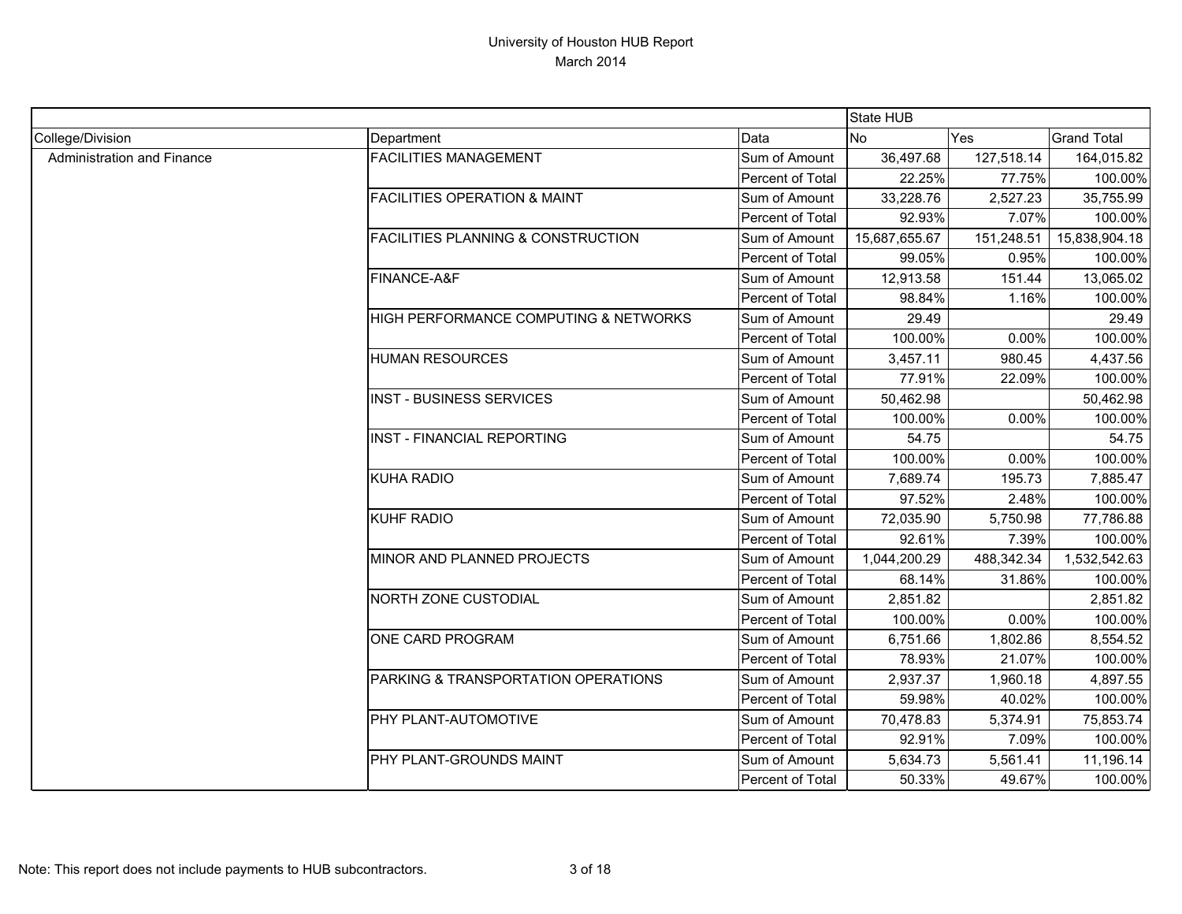University of Houston HUB Report
March 2014

| | | | State HUB | | |
|---|---|---|---|---|---|
| College/Division | Department | Data | No | Yes | Grand Total |
| Administration and Finance | FACILITIES MANAGEMENT | Sum of Amount | 36,497.68 | 127,518.14 | 164,015.82 |
| | | Percent of Total | 22.25% | 77.75% | 100.00% |
| | FACILITIES OPERATION & MAINT | Sum of Amount | 33,228.76 | 2,527.23 | 35,755.99 |
| | | Percent of Total | 92.93% | 7.07% | 100.00% |
| | FACILITIES PLANNING & CONSTRUCTION | Sum of Amount | 15,687,655.67 | 151,248.51 | 15,838,904.18 |
| | | Percent of Total | 99.05% | 0.95% | 100.00% |
| | FINANCE-A&F | Sum of Amount | 12,913.58 | 151.44 | 13,065.02 |
| | | Percent of Total | 98.84% | 1.16% | 100.00% |
| | HIGH PERFORMANCE COMPUTING & NETWORKS | Sum of Amount | 29.49 | | 29.49 |
| | | Percent of Total | 100.00% | 0.00% | 100.00% |
| | HUMAN RESOURCES | Sum of Amount | 3,457.11 | 980.45 | 4,437.56 |
| | | Percent of Total | 77.91% | 22.09% | 100.00% |
| | INST - BUSINESS SERVICES | Sum of Amount | 50,462.98 | | 50,462.98 |
| | | Percent of Total | 100.00% | 0.00% | 100.00% |
| | INST - FINANCIAL REPORTING | Sum of Amount | 54.75 | | 54.75 |
| | | Percent of Total | 100.00% | 0.00% | 100.00% |
| | KUHA RADIO | Sum of Amount | 7,689.74 | 195.73 | 7,885.47 |
| | | Percent of Total | 97.52% | 2.48% | 100.00% |
| | KUHF RADIO | Sum of Amount | 72,035.90 | 5,750.98 | 77,786.88 |
| | | Percent of Total | 92.61% | 7.39% | 100.00% |
| | MINOR AND PLANNED PROJECTS | Sum of Amount | 1,044,200.29 | 488,342.34 | 1,532,542.63 |
| | | Percent of Total | 68.14% | 31.86% | 100.00% |
| | NORTH ZONE CUSTODIAL | Sum of Amount | 2,851.82 | | 2,851.82 |
| | | Percent of Total | 100.00% | 0.00% | 100.00% |
| | ONE CARD PROGRAM | Sum of Amount | 6,751.66 | 1,802.86 | 8,554.52 |
| | | Percent of Total | 78.93% | 21.07% | 100.00% |
| | PARKING & TRANSPORTATION OPERATIONS | Sum of Amount | 2,937.37 | 1,960.18 | 4,897.55 |
| | | Percent of Total | 59.98% | 40.02% | 100.00% |
| | PHY PLANT-AUTOMOTIVE | Sum of Amount | 70,478.83 | 5,374.91 | 75,853.74 |
| | | Percent of Total | 92.91% | 7.09% | 100.00% |
| | PHY PLANT-GROUNDS MAINT | Sum of Amount | 5,634.73 | 5,561.41 | 11,196.14 |
| | | Percent of Total | 50.33% | 49.67% | 100.00% |

Note: This report does not include payments to HUB subcontractors.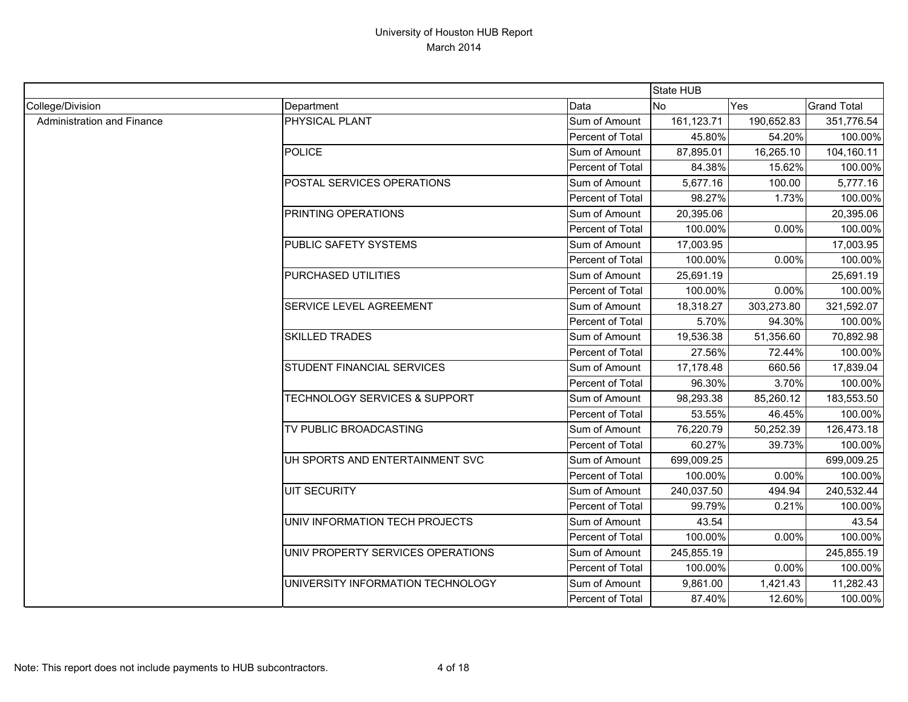# University of Houston HUB Report
## March 2014

| | | | State HUB | | |
|---|---|---|---|---|---|
| College/Division | Department | Data | No | Yes | Grand Total |
| Administration and Finance | PHYSICAL PLANT | Sum of Amount | 161,123.71 | 190,652.83 | 351,776.54 |
| | | Percent of Total | 45.80% | 54.20% | 100.00% |
| | POLICE | Sum of Amount | 87,895.01 | 16,265.10 | 104,160.11 |
| | | Percent of Total | 84.38% | 15.62% | 100.00% |
| | POSTAL SERVICES OPERATIONS | Sum of Amount | 5,677.16 | 100.00 | 5,777.16 |
| | | Percent of Total | 98.27% | 1.73% | 100.00% |
| | PRINTING OPERATIONS | Sum of Amount | 20,395.06 | | 20,395.06 |
| | | Percent of Total | 100.00% | 0.00% | 100.00% |
| | PUBLIC SAFETY SYSTEMS | Sum of Amount | 17,003.95 | | 17,003.95 |
| | | Percent of Total | 100.00% | 0.00% | 100.00% |
| | PURCHASED UTILITIES | Sum of Amount | 25,691.19 | | 25,691.19 |
| | | Percent of Total | 100.00% | 0.00% | 100.00% |
| | SERVICE LEVEL AGREEMENT | Sum of Amount | 18,318.27 | 303,273.80 | 321,592.07 |
| | | Percent of Total | 5.70% | 94.30% | 100.00% |
| | SKILLED TRADES | Sum of Amount | 19,536.38 | 51,356.60 | 70,892.98 |
| | | Percent of Total | 27.56% | 72.44% | 100.00% |
| | STUDENT FINANCIAL SERVICES | Sum of Amount | 17,178.48 | 660.56 | 17,839.04 |
| | | Percent of Total | 96.30% | 3.70% | 100.00% |
| | TECHNOLOGY SERVICES & SUPPORT | Sum of Amount | 98,293.38 | 85,260.12 | 183,553.50 |
| | | Percent of Total | 53.55% | 46.45% | 100.00% |
| | TV PUBLIC BROADCASTING | Sum of Amount | 76,220.79 | 50,252.39 | 126,473.18 |
| | | Percent of Total | 60.27% | 39.73% | 100.00% |
| | UH SPORTS AND ENTERTAINMENT SVC | Sum of Amount | 699,009.25 | | 699,009.25 |
| | | Percent of Total | 100.00% | 0.00% | 100.00% |
| | UIT SECURITY | Sum of Amount | 240,037.50 | 494.94 | 240,532.44 |
| | | Percent of Total | 99.79% | 0.21% | 100.00% |
| | UNIV INFORMATION TECH PROJECTS | Sum of Amount | 43.54 | | 43.54 |
| | | Percent of Total | 100.00% | 0.00% | 100.00% |
| | UNIV PROPERTY SERVICES OPERATIONS | Sum of Amount | 245,855.19 | | 245,855.19 |
| | | Percent of Total | 100.00% | 0.00% | 100.00% |
| | UNIVERSITY INFORMATION TECHNOLOGY | Sum of Amount | 9,861.00 | 1,421.43 | 11,282.43 |
| | | Percent of Total | 87.40% | 12.60% | 100.00% |

Note: This report does not include payments to HUB subcontractors.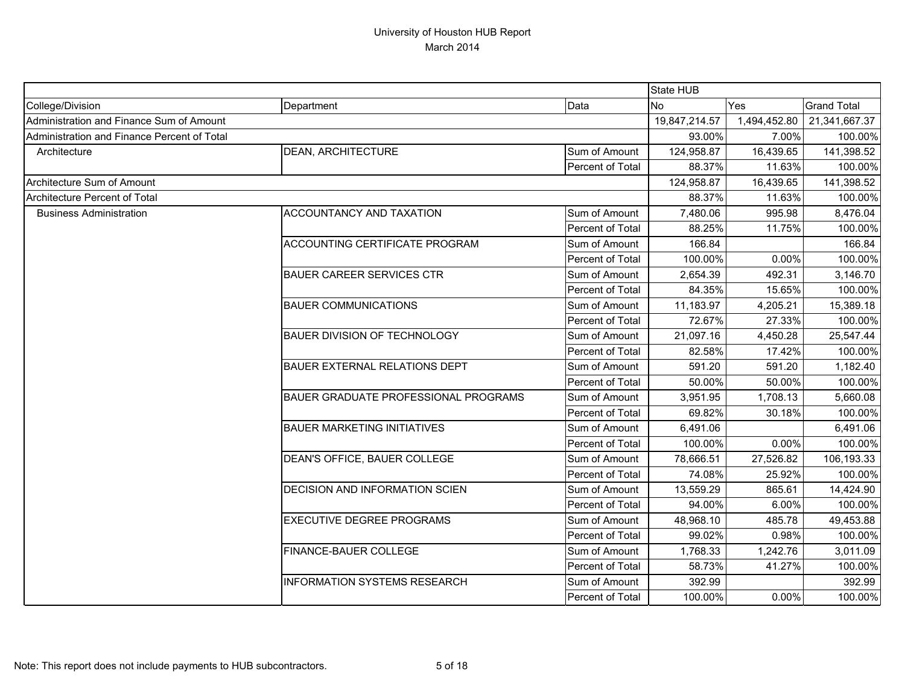# University of Houston HUB Report
March 2014

| | | | State HUB | | |
|---|---|---|---|---|---|
| College/Division | Department | Data | No | Yes | Grand Total |
| Administration and Finance Sum of Amount | | | 19,847,214.57 | 1,494,452.80 | 21,341,667.37 |
| Administration and Finance Percent of Total | | | 93.00% | 7.00% | 100.00% |
| Architecture | DEAN, ARCHITECTURE | Sum of Amount | 124,958.87 | 16,439.65 | 141,398.52 |
| | | Percent of Total | 88.37% | 11.63% | 100.00% |
| Architecture Sum of Amount | | | 124,958.87 | 16,439.65 | 141,398.52 |
| Architecture Percent of Total | | | 88.37% | 11.63% | 100.00% |
| Business Administration | ACCOUNTANCY AND TAXATION | Sum of Amount | 7,480.06 | 995.98 | 8,476.04 |
| | | Percent of Total | 88.25% | 11.75% | 100.00% |
| | ACCOUNTING CERTIFICATE PROGRAM | Sum of Amount | 166.84 | | 166.84 |
| | | Percent of Total | 100.00% | 0.00% | 100.00% |
| | BAUER CAREER SERVICES CTR | Sum of Amount | 2,654.39 | 492.31 | 3,146.70 |
| | | Percent of Total | 84.35% | 15.65% | 100.00% |
| | BAUER COMMUNICATIONS | Sum of Amount | 11,183.97 | 4,205.21 | 15,389.18 |
| | | Percent of Total | 72.67% | 27.33% | 100.00% |
| | BAUER DIVISION OF TECHNOLOGY | Sum of Amount | 21,097.16 | 4,450.28 | 25,547.44 |
| | | Percent of Total | 82.58% | 17.42% | 100.00% |
| | BAUER EXTERNAL RELATIONS DEPT | Sum of Amount | 591.20 | 591.20 | 1,182.40 |
| | | Percent of Total | 50.00% | 50.00% | 100.00% |
| | BAUER GRADUATE PROFESSIONAL PROGRAMS | Sum of Amount | 3,951.95 | 1,708.13 | 5,660.08 |
| | | Percent of Total | 69.82% | 30.18% | 100.00% |
| | BAUER MARKETING INITIATIVES | Sum of Amount | 6,491.06 | | 6,491.06 |
| | | Percent of Total | 100.00% | 0.00% | 100.00% |
| | DEAN'S OFFICE, BAUER COLLEGE | Sum of Amount | 78,666.51 | 27,526.82 | 106,193.33 |
| | | Percent of Total | 74.08% | 25.92% | 100.00% |
| | DECISION AND INFORMATION SCIEN | Sum of Amount | 13,559.29 | 865.61 | 14,424.90 |
| | | Percent of Total | 94.00% | 6.00% | 100.00% |
| | EXECUTIVE DEGREE PROGRAMS | Sum of Amount | 48,968.10 | 485.78 | 49,453.88 |
| | | Percent of Total | 99.02% | 0.98% | 100.00% |
| | FINANCE-BAUER COLLEGE | Sum of Amount | 1,768.33 | 1,242.76 | 3,011.09 |
| | | Percent of Total | 58.73% | 41.27% | 100.00% |
| | INFORMATION SYSTEMS RESEARCH | Sum of Amount | 392.99 | | 392.99 |
| | | Percent of Total | 100.00% | 0.00% | 100.00% |

Note: This report does not include payments to HUB subcontractors.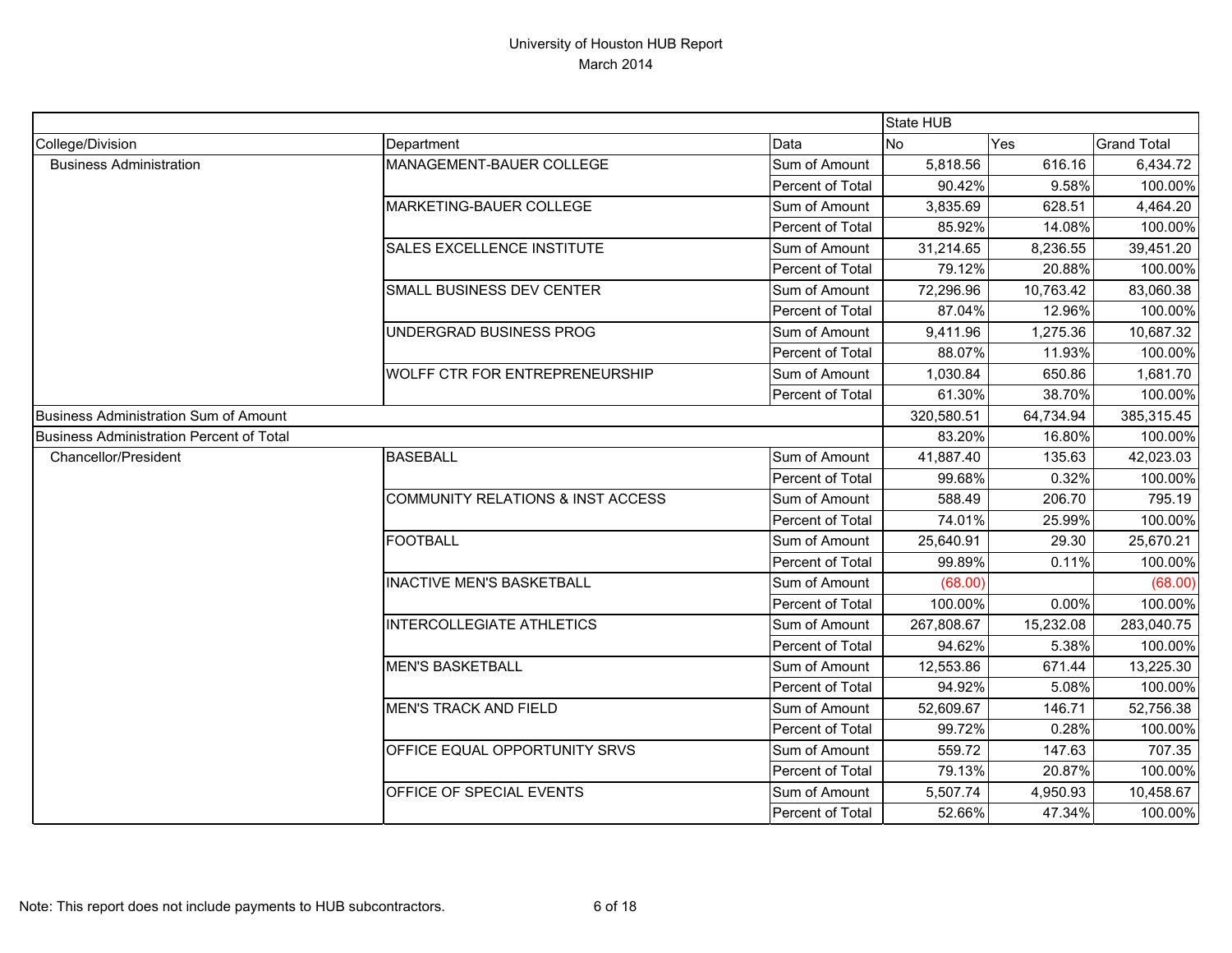# University of Houston HUB Report
## March 2014

| | | | State HUB | | |
|---|---|---|---|---|---|
| College/Division | Department | Data | No | Yes | Grand Total |
| Business Administration | MANAGEMENT-BAUER COLLEGE | Sum of Amount | 5,818.56 | 616.16 | 6,434.72 |
| | | Percent of Total | 90.42% | 9.58% | 100.00% |
| | MARKETING-BAUER COLLEGE | Sum of Amount | 3,835.69 | 628.51 | 4,464.20 |
| | | Percent of Total | 85.92% | 14.08% | 100.00% |
| | SALES EXCELLENCE INSTITUTE | Sum of Amount | 31,214.65 | 8,236.55 | 39,451.20 |
| | | Percent of Total | 79.12% | 20.88% | 100.00% |
| | SMALL BUSINESS DEV CENTER | Sum of Amount | 72,296.96 | 10,763.42 | 83,060.38 |
| | | Percent of Total | 87.04% | 12.96% | 100.00% |
| | UNDERGRAD BUSINESS PROG | Sum of Amount | 9,411.96 | 1,275.36 | 10,687.32 |
| | | Percent of Total | 88.07% | 11.93% | 100.00% |
| | WOLFF CTR FOR ENTREPRENEURSHIP | Sum of Amount | 1,030.84 | 650.86 | 1,681.70 |
| | | Percent of Total | 61.30% | 38.70% | 100.00% |
| Business Administration Sum of Amount | | | 320,580.51 | 64,734.94 | 385,315.45 |
| Business Administration Percent of Total | | | 83.20% | 16.80% | 100.00% |
| Chancellor/President | BASEBALL | Sum of Amount | 41,887.40 | 135.63 | 42,023.03 |
| | | Percent of Total | 99.68% | 0.32% | 100.00% |
| | COMMUNITY RELATIONS & INST ACCESS | Sum of Amount | 588.49 | 206.70 | 795.19 |
| | | Percent of Total | 74.01% | 25.99% | 100.00% |
| | FOOTBALL | Sum of Amount | 25,640.91 | 29.30 | 25,670.21 |
| | | Percent of Total | 99.89% | 0.11% | 100.00% |
| | INACTIVE MEN'S BASKETBALL | Sum of Amount | (68.00) | | (68.00) |
| | | Percent of Total | 100.00% | 0.00% | 100.00% |
| | INTERCOLLEGIATE ATHLETICS | Sum of Amount | 267,808.67 | 15,232.08 | 283,040.75 |
| | | Percent of Total | 94.62% | 5.38% | 100.00% |
| | MEN'S BASKETBALL | Sum of Amount | 12,553.86 | 671.44 | 13,225.30 |
| | | Percent of Total | 94.92% | 5.08% | 100.00% |
| | MEN'S TRACK AND FIELD | Sum of Amount | 52,609.67 | 146.71 | 52,756.38 |
| | | Percent of Total | 99.72% | 0.28% | 100.00% |
| | OFFICE EQUAL OPPORTUNITY SRVS | Sum of Amount | 559.72 | 147.63 | 707.35 |
| | | Percent of Total | 79.13% | 20.87% | 100.00% |
| | OFFICE OF SPECIAL EVENTS | Sum of Amount | 5,507.74 | 4,950.93 | 10,458.67 |
| | | Percent of Total | 52.66% | 47.34% | 100.00% |

Note: This report does not include payments to HUB subcontractors.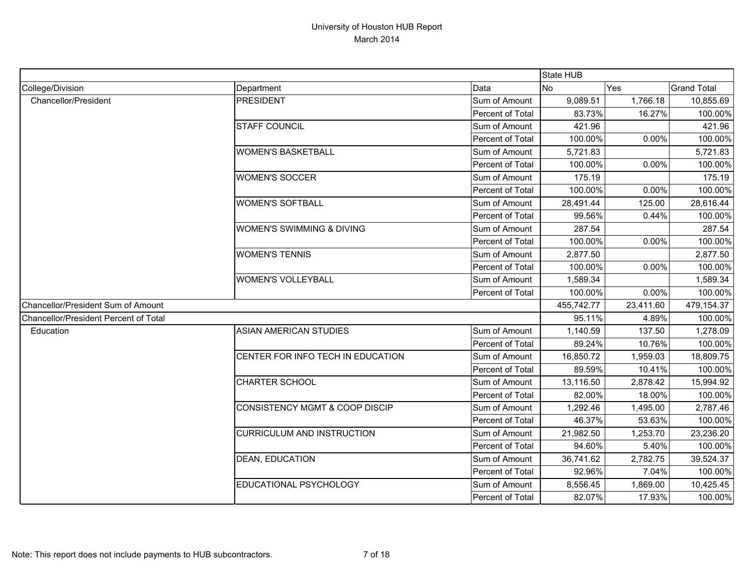# University of Houston HUB Report
## March 2014

| | | | State HUB | | |
|---|---|---|---|---|---|
| College/Division | Department | Data | No | Yes | Grand Total |
| Chancellor/President | PRESIDENT | Sum of Amount | 9,089.51 | 1,766.18 | 10,855.69 |
| | | Percent of Total | 83.73% | 16.27% | 100.00% |
| | STAFF COUNCIL | Sum of Amount | 421.96 | | 421.96 |
| | | Percent of Total | 100.00% | 0.00% | 100.00% |
| | WOMEN'S BASKETBALL | Sum of Amount | 5,721.83 | | 5,721.83 |
| | | Percent of Total | 100.00% | 0.00% | 100.00% |
| | WOMEN'S SOCCER | Sum of Amount | 175.19 | | 175.19 |
| | | Percent of Total | 100.00% | 0.00% | 100.00% |
| | WOMEN'S SOFTBALL | Sum of Amount | 28,491.44 | 125.00 | 28,616.44 |
| | | Percent of Total | 99.56% | 0.44% | 100.00% |
| | WOMEN'S SWIMMING & DIVING | Sum of Amount | 287.54 | | 287.54 |
| | | Percent of Total | 100.00% | 0.00% | 100.00% |
| | WOMEN'S TENNIS | Sum of Amount | 2,877.50 | | 2,877.50 |
| | | Percent of Total | 100.00% | 0.00% | 100.00% |
| | WOMEN'S VOLLEYBALL | Sum of Amount | 1,589.34 | | 1,589.34 |
| | | Percent of Total | 100.00% | 0.00% | 100.00% |
| Chancellor/President Sum of Amount | | | 455,742.77 | 23,411.60 | 479,154.37 |
| Chancellor/President Percent of Total | | | 95.11% | 4.89% | 100.00% |
| Education | ASIAN AMERICAN STUDIES | Sum of Amount | 1,140.59 | 137.50 | 1,278.09 |
| | | Percent of Total | 89.24% | 10.76% | 100.00% |
| | CENTER FOR INFO TECH IN EDUCATION | Sum of Amount | 16,850.72 | 1,959.03 | 18,809.75 |
| | | Percent of Total | 89.59% | 10.41% | 100.00% |
| | CHARTER SCHOOL | Sum of Amount | 13,116.50 | 2,878.42 | 15,994.92 |
| | | Percent of Total | 82.00% | 18.00% | 100.00% |
| | CONSISTENCY MGMT & COOP DISCIP | Sum of Amount | 1,292.46 | 1,495.00 | 2,787.46 |
| | | Percent of Total | 46.37% | 53.63% | 100.00% |
| | CURRICULUM AND INSTRUCTION | Sum of Amount | 21,982.50 | 1,253.70 | 23,236.20 |
| | | Percent of Total | 94.60% | 5.40% | 100.00% |
| | DEAN, EDUCATION | Sum of Amount | 36,741.62 | 2,782.75 | 39,524.37 |
| | | Percent of Total | 92.96% | 7.04% | 100.00% |
| | EDUCATIONAL PSYCHOLOGY | Sum of Amount | 8,556.45 | 1,869.00 | 10,425.45 |
| | | Percent of Total | 82.07% | 17.93% | 100.00% |

Note: This report does not include payments to HUB subcontractors.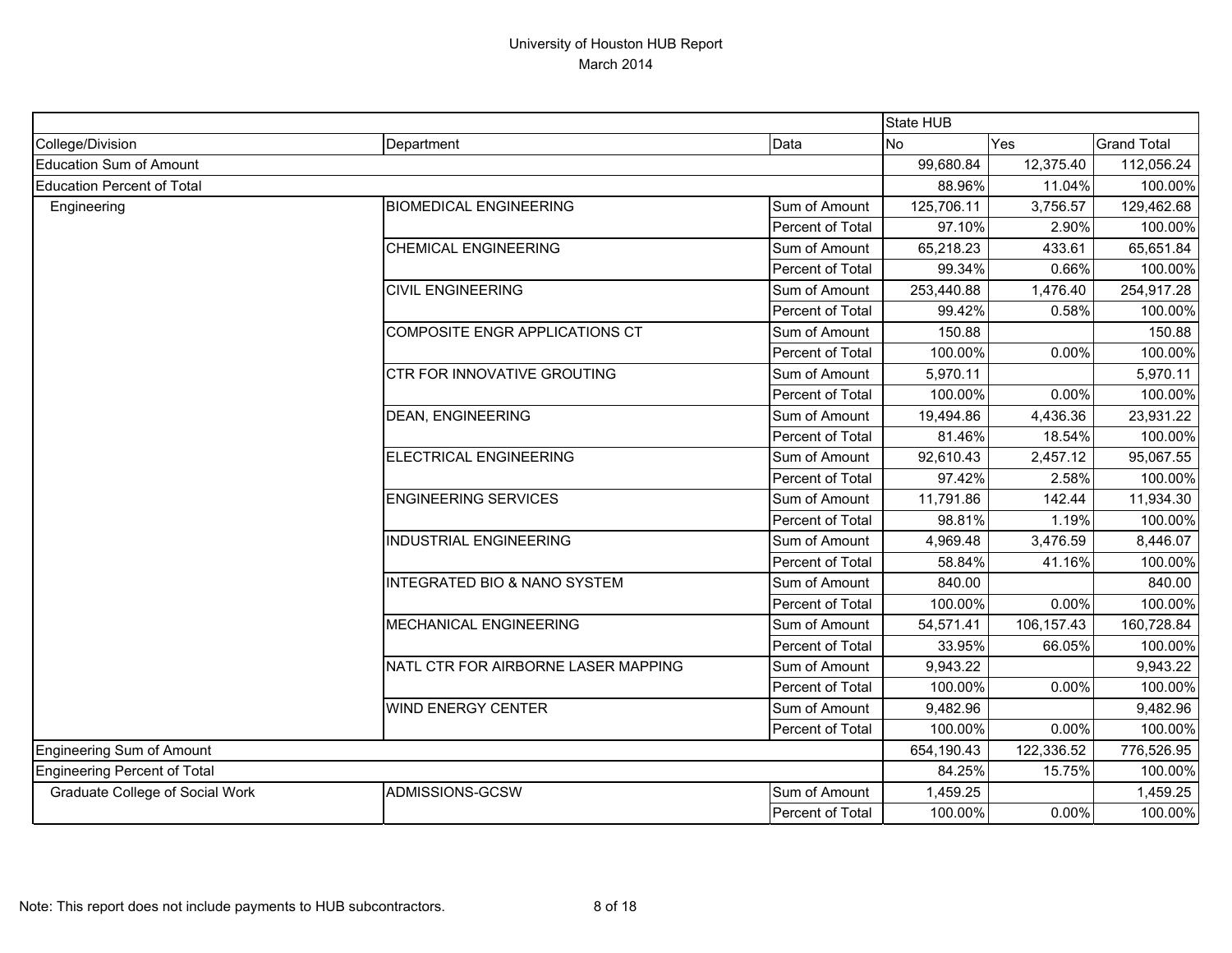# University of Houston HUB Report
March 2014

| | | | State HUB | | |
|---|---|---|---|---|---|
| College/Division | Department | Data | No | Yes | Grand Total |
| Education Sum of Amount | | | 99,680.84 | 12,375.40 | 112,056.24 |
| Education Percent of Total | | | 88.96% | 11.04% | 100.00% |
| Engineering | BIOMEDICAL ENGINEERING | Sum of Amount | 125,706.11 | 3,756.57 | 129,462.68 |
| | | Percent of Total | 97.10% | 2.90% | 100.00% |
| | CHEMICAL ENGINEERING | Sum of Amount | 65,218.23 | 433.61 | 65,651.84 |
| | | Percent of Total | 99.34% | 0.66% | 100.00% |
| | CIVIL ENGINEERING | Sum of Amount | 253,440.88 | 1,476.40 | 254,917.28 |
| | | Percent of Total | 99.42% | 0.58% | 100.00% |
| | COMPOSITE ENGR APPLICATIONS CT | Sum of Amount | 150.88 | | 150.88 |
| | | Percent of Total | 100.00% | 0.00% | 100.00% |
| | CTR FOR INNOVATIVE GROUTING | Sum of Amount | 5,970.11 | | 5,970.11 |
| | | Percent of Total | 100.00% | 0.00% | 100.00% |
| | DEAN, ENGINEERING | Sum of Amount | 19,494.86 | 4,436.36 | 23,931.22 |
| | | Percent of Total | 81.46% | 18.54% | 100.00% |
| | ELECTRICAL ENGINEERING | Sum of Amount | 92,610.43 | 2,457.12 | 95,067.55 |
| | | Percent of Total | 97.42% | 2.58% | 100.00% |
| | ENGINEERING SERVICES | Sum of Amount | 11,791.86 | 142.44 | 11,934.30 |
| | | Percent of Total | 98.81% | 1.19% | 100.00% |
| | INDUSTRIAL ENGINEERING | Sum of Amount | 4,969.48 | 3,476.59 | 8,446.07 |
| | | Percent of Total | 58.84% | 41.16% | 100.00% |
| | INTEGRATED BIO & NANO SYSTEM | Sum of Amount | 840.00 | | 840.00 |
| | | Percent of Total | 100.00% | 0.00% | 100.00% |
| | MECHANICAL ENGINEERING | Sum of Amount | 54,571.41 | 106,157.43 | 160,728.84 |
| | | Percent of Total | 33.95% | 66.05% | 100.00% |
| | NATL CTR FOR AIRBORNE LASER MAPPING | Sum of Amount | 9,943.22 | | 9,943.22 |
| | | Percent of Total | 100.00% | 0.00% | 100.00% |
| | WIND ENERGY CENTER | Sum of Amount | 9,482.96 | | 9,482.96 |
| | | Percent of Total | 100.00% | 0.00% | 100.00% |
| Engineering Sum of Amount | | | 654,190.43 | 122,336.52 | 776,526.95 |
| Engineering Percent of Total | | | 84.25% | 15.75% | 100.00% |
| Graduate College of Social Work | ADMISSIONS-GCSW | Sum of Amount | 1,459.25 | | 1,459.25 |
| | | Percent of Total | 100.00% | 0.00% | 100.00% |

Note: This report does not include payments to HUB subcontractors.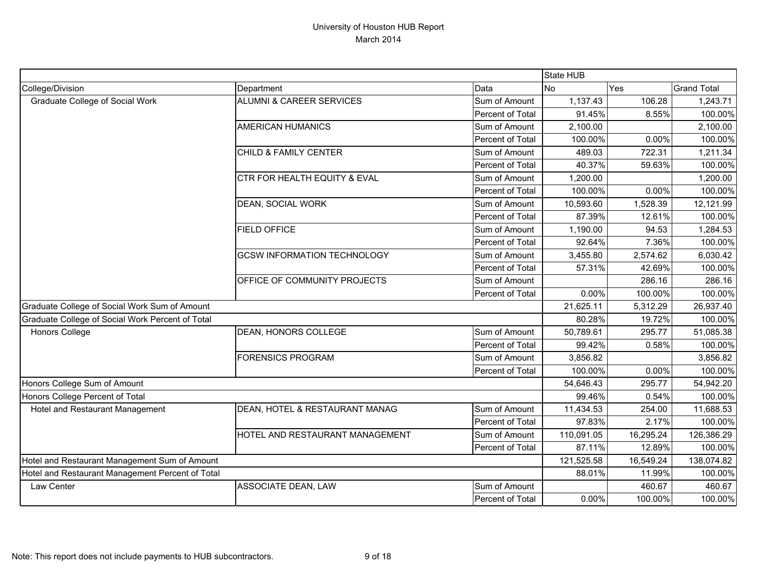# University of Houston HUB Report
March 2014

| | | | State HUB | | |
|---|---|---|---|---|---|
| College/Division | Department | Data | No | Yes | Grand Total |
| Graduate College of Social Work | ALUMNI & CAREER SERVICES | Sum of Amount | 1,137.43 | 106.28 | 1,243.71 |
| | | Percent of Total | 91.45% | 8.55% | 100.00% |
| | AMERICAN HUMANICS | Sum of Amount | 2,100.00 | | 2,100.00 |
| | | Percent of Total | 100.00% | 0.00% | 100.00% |
| | CHILD & FAMILY CENTER | Sum of Amount | 489.03 | 722.31 | 1,211.34 |
| | | Percent of Total | 40.37% | 59.63% | 100.00% |
| | CTR FOR HEALTH EQUITY & EVAL | Sum of Amount | 1,200.00 | | 1,200.00 |
| | | Percent of Total | 100.00% | 0.00% | 100.00% |
| | DEAN, SOCIAL WORK | Sum of Amount | 10,593.60 | 1,528.39 | 12,121.99 |
| | | Percent of Total | 87.39% | 12.61% | 100.00% |
| | FIELD OFFICE | Sum of Amount | 1,190.00 | 94.53 | 1,284.53 |
| | | Percent of Total | 92.64% | 7.36% | 100.00% |
| | GCSW INFORMATION TECHNOLOGY | Sum of Amount | 3,455.80 | 2,574.62 | 6,030.42 |
| | | Percent of Total | 57.31% | 42.69% | 100.00% |
| | OFFICE OF COMMUNITY PROJECTS | Sum of Amount | | 286.16 | 286.16 |
| | | Percent of Total | 0.00% | 100.00% | 100.00% |
| Graduate College of Social Work Sum of Amount | | | 21,625.11 | 5,312.29 | 26,937.40 |
| Graduate College of Social Work Percent of Total | | | 80.28% | 19.72% | 100.00% |
| Honors College | DEAN, HONORS COLLEGE | Sum of Amount | 50,789.61 | 295.77 | 51,085.38 |
| | | Percent of Total | 99.42% | 0.58% | 100.00% |
| | FORENSICS PROGRAM | Sum of Amount | 3,856.82 | | 3,856.82 |
| | | Percent of Total | 100.00% | 0.00% | 100.00% |
| Honors College Sum of Amount | | | 54,646.43 | 295.77 | 54,942.20 |
| Honors College Percent of Total | | | 99.46% | 0.54% | 100.00% |
| Hotel and Restaurant Management | DEAN, HOTEL & RESTAURANT MANAG | Sum of Amount | 11,434.53 | 254.00 | 11,688.53 |
| | | Percent of Total | 97.83% | 2.17% | 100.00% |
| | HOTEL AND RESTAURANT MANAGEMENT | Sum of Amount | 110,091.05 | 16,295.24 | 126,386.29 |
| | | Percent of Total | 87.11% | 12.89% | 100.00% |
| Hotel and Restaurant Management Sum of Amount | | | 121,525.58 | 16,549.24 | 138,074.82 |
| Hotel and Restaurant Management Percent of Total | | | 88.01% | 11.99% | 100.00% |
| Law Center | ASSOCIATE DEAN, LAW | Sum of Amount | | 460.67 | 460.67 |
| | | Percent of Total | 0.00% | 100.00% | 100.00% |

Note: This report does not include payments to HUB subcontractors.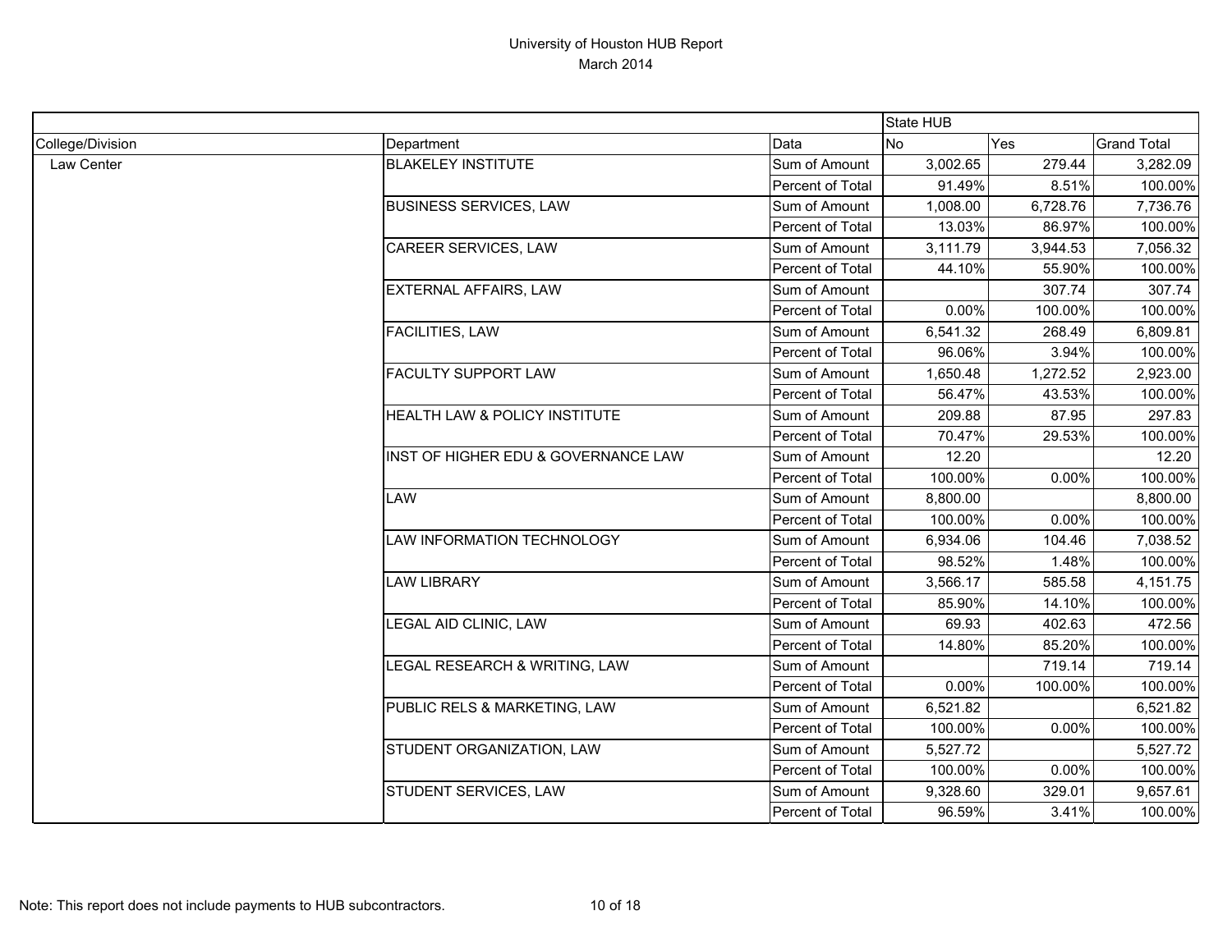# University of Houston HUB Report

March 2014

| | | | State HUB | | |
|---|---|---|---|---|---|
| College/Division | Department | Data | No | Yes | Grand Total |
| Law Center | BLAKELEY INSTITUTE | Sum of Amount | 3,002.65 | 279.44 | 3,282.09 |
| | | Percent of Total | 91.49% | 8.51% | 100.00% |
| | BUSINESS SERVICES, LAW | Sum of Amount | 1,008.00 | 6,728.76 | 7,736.76 |
| | | Percent of Total | 13.03% | 86.97% | 100.00% |
| | CAREER SERVICES, LAW | Sum of Amount | 3,111.79 | 3,944.53 | 7,056.32 |
| | | Percent of Total | 44.10% | 55.90% | 100.00% |
| | EXTERNAL AFFAIRS, LAW | Sum of Amount | | 307.74 | 307.74 |
| | | Percent of Total | 0.00% | 100.00% | 100.00% |
| | FACILITIES, LAW | Sum of Amount | 6,541.32 | 268.49 | 6,809.81 |
| | | Percent of Total | 96.06% | 3.94% | 100.00% |
| | FACULTY SUPPORT LAW | Sum of Amount | 1,650.48 | 1,272.52 | 2,923.00 |
| | | Percent of Total | 56.47% | 43.53% | 100.00% |
| | HEALTH LAW & POLICY INSTITUTE | Sum of Amount | 209.88 | 87.95 | 297.83 |
| | | Percent of Total | 70.47% | 29.53% | 100.00% |
| | INST OF HIGHER EDU & GOVERNANCE LAW | Sum of Amount | 12.20 | | 12.20 |
| | | Percent of Total | 100.00% | 0.00% | 100.00% |
| | LAW | Sum of Amount | 8,800.00 | | 8,800.00 |
| | | Percent of Total | 100.00% | 0.00% | 100.00% |
| | LAW INFORMATION TECHNOLOGY | Sum of Amount | 6,934.06 | 104.46 | 7,038.52 |
| | | Percent of Total | 98.52% | 1.48% | 100.00% |
| | LAW LIBRARY | Sum of Amount | 3,566.17 | 585.58 | 4,151.75 |
| | | Percent of Total | 85.90% | 14.10% | 100.00% |
| | LEGAL AID CLINIC, LAW | Sum of Amount | 69.93 | 402.63 | 472.56 |
| | | Percent of Total | 14.80% | 85.20% | 100.00% |
| | LEGAL RESEARCH & WRITING, LAW | Sum of Amount | | 719.14 | 719.14 |
| | | Percent of Total | 0.00% | 100.00% | 100.00% |
| | PUBLIC RELS & MARKETING, LAW | Sum of Amount | 6,521.82 | | 6,521.82 |
| | | Percent of Total | 100.00% | 0.00% | 100.00% |
| | STUDENT ORGANIZATION, LAW | Sum of Amount | 5,527.72 | | 5,527.72 |
| | | Percent of Total | 100.00% | 0.00% | 100.00% |
| | STUDENT SERVICES, LAW | Sum of Amount | 9,328.60 | 329.01 | 9,657.61 |
| | | Percent of Total | 96.59% | 3.41% | 100.00% |

Note: This report does not include payments to HUB subcontractors.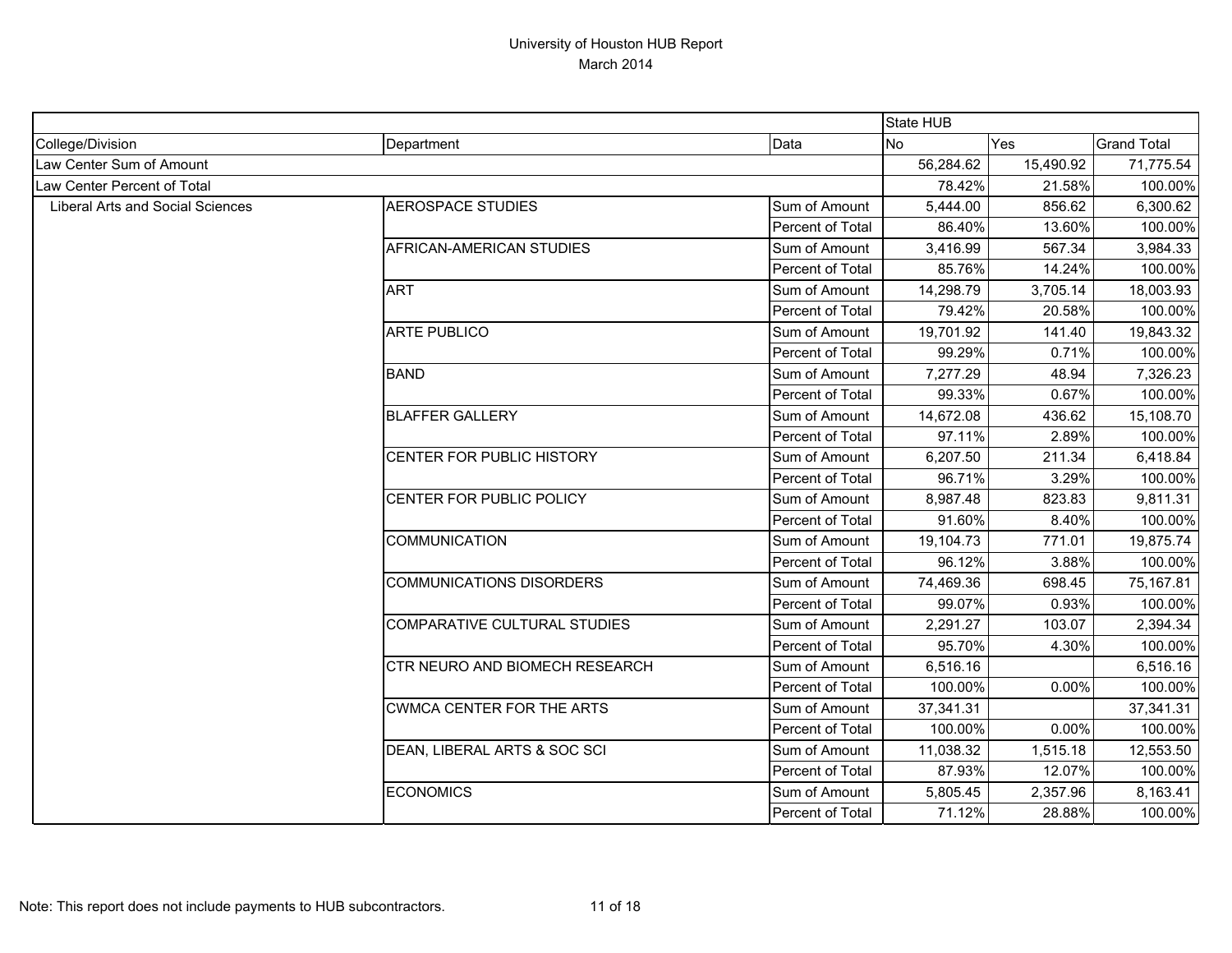# University of Houston HUB Report
## March 2014

| | | | State HUB | | |
|---|---|---|---|---|---|
| College/Division | Department | Data | No | Yes | Grand Total |
| Law Center Sum of Amount | | | 56,284.62 | 15,490.92 | 71,775.54 |
| Law Center Percent of Total | | | 78.42% | 21.58% | 100.00% |
| Liberal Arts and Social Sciences | AEROSPACE STUDIES | Sum of Amount | 5,444.00 | 856.62 | 6,300.62 |
| | | Percent of Total | 86.40% | 13.60% | 100.00% |
| | AFRICAN-AMERICAN STUDIES | Sum of Amount | 3,416.99 | 567.34 | 3,984.33 |
| | | Percent of Total | 85.76% | 14.24% | 100.00% |
| | ART | Sum of Amount | 14,298.79 | 3,705.14 | 18,003.93 |
| | | Percent of Total | 79.42% | 20.58% | 100.00% |
| | ARTE PUBLICO | Sum of Amount | 19,701.92 | 141.40 | 19,843.32 |
| | | Percent of Total | 99.29% | 0.71% | 100.00% |
| | BAND | Sum of Amount | 7,277.29 | 48.94 | 7,326.23 |
| | | Percent of Total | 99.33% | 0.67% | 100.00% |
| | BLAFFER GALLERY | Sum of Amount | 14,672.08 | 436.62 | 15,108.70 |
| | | Percent of Total | 97.11% | 2.89% | 100.00% |
| | CENTER FOR PUBLIC HISTORY | Sum of Amount | 6,207.50 | 211.34 | 6,418.84 |
| | | Percent of Total | 96.71% | 3.29% | 100.00% |
| | CENTER FOR PUBLIC POLICY | Sum of Amount | 8,987.48 | 823.83 | 9,811.31 |
| | | Percent of Total | 91.60% | 8.40% | 100.00% |
| | COMMUNICATION | Sum of Amount | 19,104.73 | 771.01 | 19,875.74 |
| | | Percent of Total | 96.12% | 3.88% | 100.00% |
| | COMMUNICATIONS DISORDERS | Sum of Amount | 74,469.36 | 698.45 | 75,167.81 |
| | | Percent of Total | 99.07% | 0.93% | 100.00% |
| | COMPARATIVE CULTURAL STUDIES | Sum of Amount | 2,291.27 | 103.07 | 2,394.34 |
| | | Percent of Total | 95.70% | 4.30% | 100.00% |
| | CTR NEURO AND BIOMECH RESEARCH | Sum of Amount | 6,516.16 | | 6,516.16 |
| | | Percent of Total | 100.00% | 0.00% | 100.00% |
| | CWMCA CENTER FOR THE ARTS | Sum of Amount | 37,341.31 | | 37,341.31 |
| | | Percent of Total | 100.00% | 0.00% | 100.00% |
| | DEAN, LIBERAL ARTS & SOC SCI | Sum of Amount | 11,038.32 | 1,515.18 | 12,553.50 |
| | | Percent of Total | 87.93% | 12.07% | 100.00% |
| | ECONOMICS | Sum of Amount | 5,805.45 | 2,357.96 | 8,163.41 |
| | | Percent of Total | 71.12% | 28.88% | 100.00% |

Note: This report does not include payments to HUB subcontractors.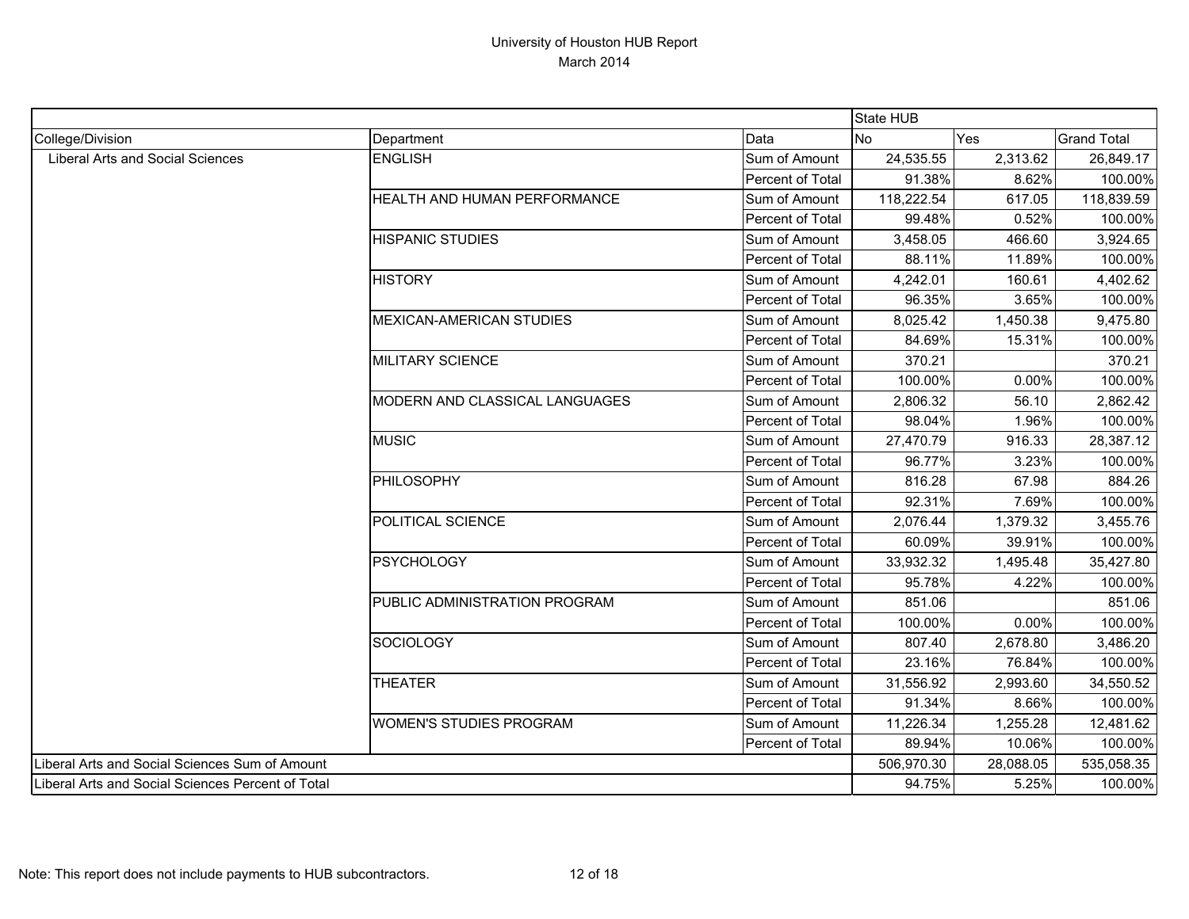# University of Houston HUB Report

March 2014

| | | | State HUB | | |
|---|---|---|---|---|---|
| College/Division | Department | Data | No | Yes | Grand Total |
| Liberal Arts and Social Sciences | ENGLISH | Sum of Amount | 24,535.55 | 2,313.62 | 26,849.17 |
| | | Percent of Total | 91.38% | 8.62% | 100.00% |
| | HEALTH AND HUMAN PERFORMANCE | Sum of Amount | 118,222.54 | 617.05 | 118,839.59 |
| | | Percent of Total | 99.48% | 0.52% | 100.00% |
| | HISPANIC STUDIES | Sum of Amount | 3,458.05 | 466.60 | 3,924.65 |
| | | Percent of Total | 88.11% | 11.89% | 100.00% |
| | HISTORY | Sum of Amount | 4,242.01 | 160.61 | 4,402.62 |
| | | Percent of Total | 96.35% | 3.65% | 100.00% |
| | MEXICAN-AMERICAN STUDIES | Sum of Amount | 8,025.42 | 1,450.38 | 9,475.80 |
| | | Percent of Total | 84.69% | 15.31% | 100.00% |
| | MILITARY SCIENCE | Sum of Amount | 370.21 | | 370.21 |
| | | Percent of Total | 100.00% | 0.00% | 100.00% |
| | MODERN AND CLASSICAL LANGUAGES | Sum of Amount | 2,806.32 | 56.10 | 2,862.42 |
| | | Percent of Total | 98.04% | 1.96% | 100.00% |
| | MUSIC | Sum of Amount | 27,470.79 | 916.33 | 28,387.12 |
| | | Percent of Total | 96.77% | 3.23% | 100.00% |
| | PHILOSOPHY | Sum of Amount | 816.28 | 67.98 | 884.26 |
| | | Percent of Total | 92.31% | 7.69% | 100.00% |
| | POLITICAL SCIENCE | Sum of Amount | 2,076.44 | 1,379.32 | 3,455.76 |
| | | Percent of Total | 60.09% | 39.91% | 100.00% |
| | PSYCHOLOGY | Sum of Amount | 33,932.32 | 1,495.48 | 35,427.80 |
| | | Percent of Total | 95.78% | 4.22% | 100.00% |
| | PUBLIC ADMINISTRATION PROGRAM | Sum of Amount | 851.06 | | 851.06 |
| | | Percent of Total | 100.00% | 0.00% | 100.00% |
| | SOCIOLOGY | Sum of Amount | 807.40 | 2,678.80 | 3,486.20 |
| | | Percent of Total | 23.16% | 76.84% | 100.00% |
| | THEATER | Sum of Amount | 31,556.92 | 2,993.60 | 34,550.52 |
| | | Percent of Total | 91.34% | 8.66% | 100.00% |
| | WOMEN'S STUDIES PROGRAM | Sum of Amount | 11,226.34 | 1,255.28 | 12,481.62 |
| | | Percent of Total | 89.94% | 10.06% | 100.00% |
| Liberal Arts and Social Sciences Sum of Amount | | | 506,970.30 | 28,088.05 | 535,058.35 |
| Liberal Arts and Social Sciences Percent of Total | | | 94.75% | 5.25% | 100.00% |

Note: This report does not include payments to HUB subcontractors.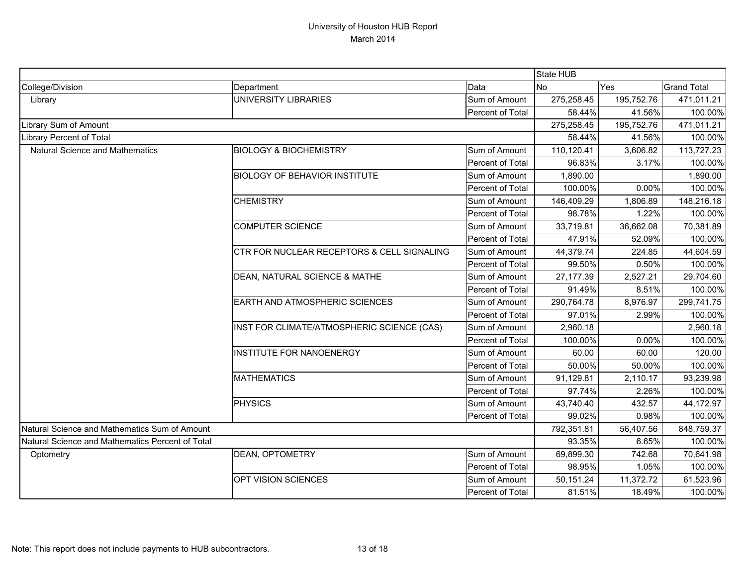# University of Houston HUB Report
March 2014

| College/Division | Department | Data | State HUB No | Yes | Grand Total |
|---|---|---|---|---|---|
| Library | UNIVERSITY LIBRARIES | Sum of Amount | 275,258.45 | 195,752.76 | 471,011.21 |
| | | Percent of Total | 58.44% | 41.56% | 100.00% |
| Library Sum of Amount | | | 275,258.45 | 195,752.76 | 471,011.21 |
| Library Percent of Total | | | 58.44% | 41.56% | 100.00% |
| Natural Science and Mathematics | BIOLOGY & BIOCHEMISTRY | Sum of Amount | 110,120.41 | 3,606.82 | 113,727.23 |
| | | Percent of Total | 96.83% | 3.17% | 100.00% |
| | BIOLOGY OF BEHAVIOR INSTITUTE | Sum of Amount | 1,890.00 | | 1,890.00 |
| | | Percent of Total | 100.00% | 0.00% | 100.00% |
| | CHEMISTRY | Sum of Amount | 146,409.29 | 1,806.89 | 148,216.18 |
| | | Percent of Total | 98.78% | 1.22% | 100.00% |
| | COMPUTER SCIENCE | Sum of Amount | 33,719.81 | 36,662.08 | 70,381.89 |
| | | Percent of Total | 47.91% | 52.09% | 100.00% |
| | CTR FOR NUCLEAR RECEPTORS & CELL SIGNALING | Sum of Amount | 44,379.74 | 224.85 | 44,604.59 |
| | | Percent of Total | 99.50% | 0.50% | 100.00% |
| | DEAN, NATURAL SCIENCE & MATHE | Sum of Amount | 27,177.39 | 2,527.21 | 29,704.60 |
| | | Percent of Total | 91.49% | 8.51% | 100.00% |
| | EARTH AND ATMOSPHERIC SCIENCES | Sum of Amount | 290,764.78 | 8,976.97 | 299,741.75 |
| | | Percent of Total | 97.01% | 2.99% | 100.00% |
| | INST FOR CLIMATE/ATMOSPHERIC SCIENCE (CAS) | Sum of Amount | 2,960.18 | | 2,960.18 |
| | | Percent of Total | 100.00% | 0.00% | 100.00% |
| | INSTITUTE FOR NANOENERGY | Sum of Amount | 60.00 | 60.00 | 120.00 |
| | | Percent of Total | 50.00% | 50.00% | 100.00% |
| | MATHEMATICS | Sum of Amount | 91,129.81 | 2,110.17 | 93,239.98 |
| | | Percent of Total | 97.74% | 2.26% | 100.00% |
| | PHYSICS | Sum of Amount | 43,740.40 | 432.57 | 44,172.97 |
| | | Percent of Total | 99.02% | 0.98% | 100.00% |
| Natural Science and Mathematics Sum of Amount | | | 792,351.81 | 56,407.56 | 848,759.37 |
| Natural Science and Mathematics Percent of Total | | | 93.35% | 6.65% | 100.00% |
| Optometry | DEAN, OPTOMETRY | Sum of Amount | 69,899.30 | 742.68 | 70,641.98 |
| | | Percent of Total | 98.95% | 1.05% | 100.00% |
| | OPT VISION SCIENCES | Sum of Amount | 50,151.24 | 11,372.72 | 61,523.96 |
| | | Percent of Total | 81.51% | 18.49% | 100.00% |

Note: This report does not include payments to HUB subcontractors.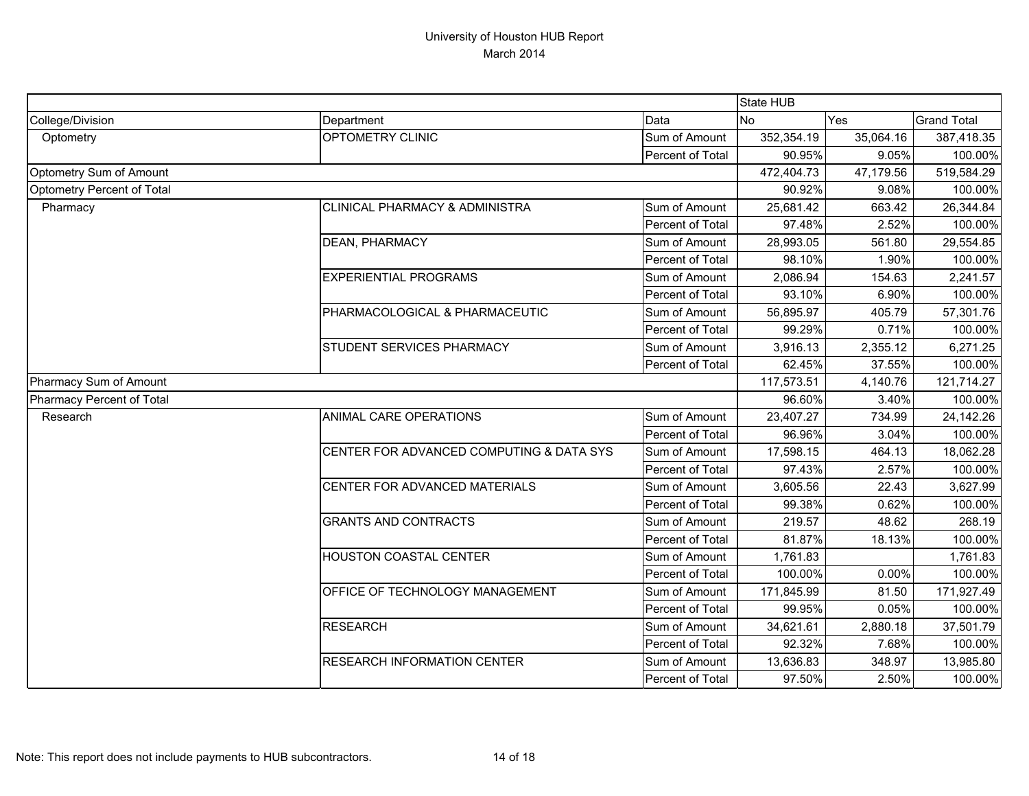# University of Houston HUB Report

March 2014

| | | | State HUB | | |
|---|---|---|---|---|---|
| College/Division | Department | Data | No | Yes | Grand Total |
| Optometry | OPTOMETRY CLINIC | Sum of Amount | 352,354.19 | 35,064.16 | 387,418.35 |
| | | Percent of Total | 90.95% | 9.05% | 100.00% |
| Optometry Sum of Amount | | | 472,404.73 | 47,179.56 | 519,584.29 |
| Optometry Percent of Total | | | 90.92% | 9.08% | 100.00% |
| Pharmacy | CLINICAL PHARMACY & ADMINISTRA | Sum of Amount | 25,681.42 | 663.42 | 26,344.84 |
| | | Percent of Total | 97.48% | 2.52% | 100.00% |
| | DEAN, PHARMACY | Sum of Amount | 28,993.05 | 561.80 | 29,554.85 |
| | | Percent of Total | 98.10% | 1.90% | 100.00% |
| | EXPERIENTIAL PROGRAMS | Sum of Amount | 2,086.94 | 154.63 | 2,241.57 |
| | | Percent of Total | 93.10% | 6.90% | 100.00% |
| | PHARMACOLOGICAL & PHARMACEUTIC | Sum of Amount | 56,895.97 | 405.79 | 57,301.76 |
| | | Percent of Total | 99.29% | 0.71% | 100.00% |
| | STUDENT SERVICES PHARMACY | Sum of Amount | 3,916.13 | 2,355.12 | 6,271.25 |
| | | Percent of Total | 62.45% | 37.55% | 100.00% |
| Pharmacy Sum of Amount | | | 117,573.51 | 4,140.76 | 121,714.27 |
| Pharmacy Percent of Total | | | 96.60% | 3.40% | 100.00% |
| Research | ANIMAL CARE OPERATIONS | Sum of Amount | 23,407.27 | 734.99 | 24,142.26 |
| | | Percent of Total | 96.96% | 3.04% | 100.00% |
| | CENTER FOR ADVANCED COMPUTING & DATA SYS | Sum of Amount | 17,598.15 | 464.13 | 18,062.28 |
| | | Percent of Total | 97.43% | 2.57% | 100.00% |
| | CENTER FOR ADVANCED MATERIALS | Sum of Amount | 3,605.56 | 22.43 | 3,627.99 |
| | | Percent of Total | 99.38% | 0.62% | 100.00% |
| | GRANTS AND CONTRACTS | Sum of Amount | 219.57 | 48.62 | 268.19 |
| | | Percent of Total | 81.87% | 18.13% | 100.00% |
| | HOUSTON COASTAL CENTER | Sum of Amount | 1,761.83 | | 1,761.83 |
| | | Percent of Total | 100.00% | 0.00% | 100.00% |
| | OFFICE OF TECHNOLOGY MANAGEMENT | Sum of Amount | 171,845.99 | 81.50 | 171,927.49 |
| | | Percent of Total | 99.95% | 0.05% | 100.00% |
| | RESEARCH | Sum of Amount | 34,621.61 | 2,880.18 | 37,501.79 |
| | | Percent of Total | 92.32% | 7.68% | 100.00% |
| | RESEARCH INFORMATION CENTER | Sum of Amount | 13,636.83 | 348.97 | 13,985.80 |
| | | Percent of Total | 97.50% | 2.50% | 100.00% |

Note: This report does not include payments to HUB subcontractors.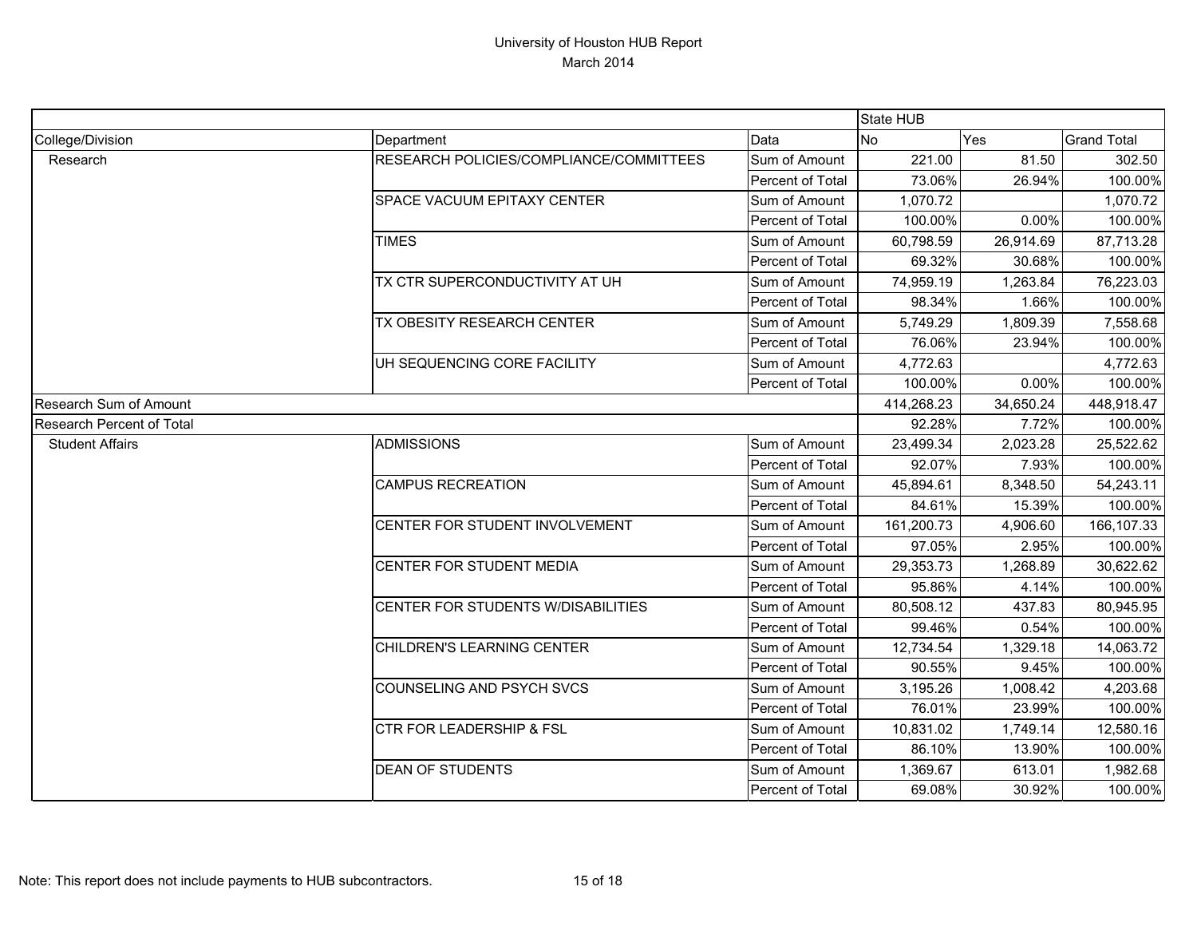# University of Houston HUB Report
March 2014

| | | | State HUB | | |
|---|---|---|---|---|---|
| College/Division | Department | Data | No | Yes | Grand Total |
| Research | RESEARCH POLICIES/COMPLIANCE/COMMITTEES | Sum of Amount | 221.00 | 81.50 | 302.50 |
| | | Percent of Total | 73.06% | 26.94% | 100.00% |
| | SPACE VACUUM EPITAXY CENTER | Sum of Amount | 1,070.72 | | 1,070.72 |
| | | Percent of Total | 100.00% | 0.00% | 100.00% |
| | TIMES | Sum of Amount | 60,798.59 | 26,914.69 | 87,713.28 |
| | | Percent of Total | 69.32% | 30.68% | 100.00% |
| | TX CTR SUPERCONDUCTIVITY AT UH | Sum of Amount | 74,959.19 | 1,263.84 | 76,223.03 |
| | | Percent of Total | 98.34% | 1.66% | 100.00% |
| | TX OBESITY RESEARCH CENTER | Sum of Amount | 5,749.29 | 1,809.39 | 7,558.68 |
| | | Percent of Total | 76.06% | 23.94% | 100.00% |
| | UH SEQUENCING CORE FACILITY | Sum of Amount | 4,772.63 | | 4,772.63 |
| | | Percent of Total | 100.00% | 0.00% | 100.00% |
| Research Sum of Amount | | | 414,268.23 | 34,650.24 | 448,918.47 |
| Research Percent of Total | | | 92.28% | 7.72% | 100.00% |
| Student Affairs | ADMISSIONS | Sum of Amount | 23,499.34 | 2,023.28 | 25,522.62 |
| | | Percent of Total | 92.07% | 7.93% | 100.00% |
| | CAMPUS RECREATION | Sum of Amount | 45,894.61 | 8,348.50 | 54,243.11 |
| | | Percent of Total | 84.61% | 15.39% | 100.00% |
| | CENTER FOR STUDENT INVOLVEMENT | Sum of Amount | 161,200.73 | 4,906.60 | 166,107.33 |
| | | Percent of Total | 97.05% | 2.95% | 100.00% |
| | CENTER FOR STUDENT MEDIA | Sum of Amount | 29,353.73 | 1,268.89 | 30,622.62 |
| | | Percent of Total | 95.86% | 4.14% | 100.00% |
| | CENTER FOR STUDENTS W/DISABILITIES | Sum of Amount | 80,508.12 | 437.83 | 80,945.95 |
| | | Percent of Total | 99.46% | 0.54% | 100.00% |
| | CHILDREN'S LEARNING CENTER | Sum of Amount | 12,734.54 | 1,329.18 | 14,063.72 |
| | | Percent of Total | 90.55% | 9.45% | 100.00% |
| | COUNSELING AND PSYCH SVCS | Sum of Amount | 3,195.26 | 1,008.42 | 4,203.68 |
| | | Percent of Total | 76.01% | 23.99% | 100.00% |
| | CTR FOR LEADERSHIP & FSL | Sum of Amount | 10,831.02 | 1,749.14 | 12,580.16 |
| | | Percent of Total | 86.10% | 13.90% | 100.00% |
| | DEAN OF STUDENTS | Sum of Amount | 1,369.67 | 613.01 | 1,982.68 |
| | | Percent of Total | 69.08% | 30.92% | 100.00% |

Note: This report does not include payments to HUB subcontractors.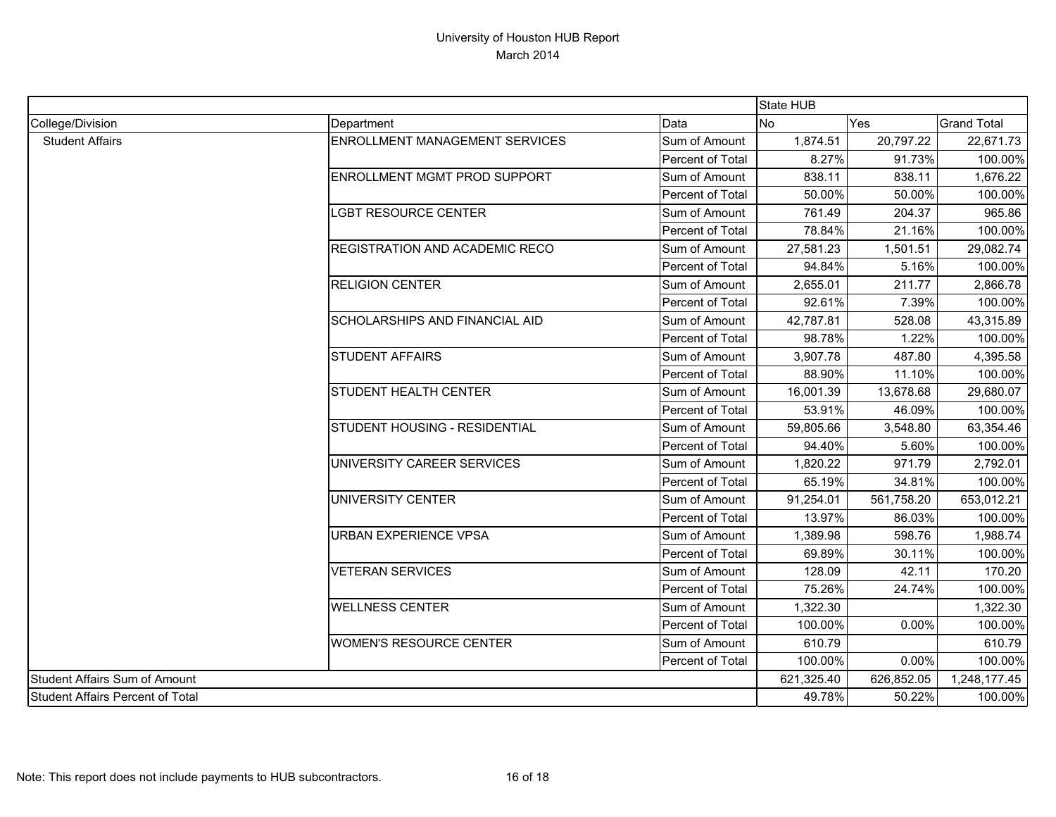# University of Houston HUB Report
## March 2014

| | | | State HUB | | |
|---|---|---|---|---|---|
| College/Division | Department | Data | No | Yes | Grand Total |
| Student Affairs | ENROLLMENT MANAGEMENT SERVICES | Sum of Amount | 1,874.51 | 20,797.22 | 22,671.73 |
| | | Percent of Total | 8.27% | 91.73% | 100.00% |
| | ENROLLMENT MGMT PROD SUPPORT | Sum of Amount | 838.11 | 838.11 | 1,676.22 |
| | | Percent of Total | 50.00% | 50.00% | 100.00% |
| | LGBT RESOURCE CENTER | Sum of Amount | 761.49 | 204.37 | 965.86 |
| | | Percent of Total | 78.84% | 21.16% | 100.00% |
| | REGISTRATION AND ACADEMIC RECO | Sum of Amount | 27,581.23 | 1,501.51 | 29,082.74 |
| | | Percent of Total | 94.84% | 5.16% | 100.00% |
| | RELIGION CENTER | Sum of Amount | 2,655.01 | 211.77 | 2,866.78 |
| | | Percent of Total | 92.61% | 7.39% | 100.00% |
| | SCHOLARSHIPS AND FINANCIAL AID | Sum of Amount | 42,787.81 | 528.08 | 43,315.89 |
| | | Percent of Total | 98.78% | 1.22% | 100.00% |
| | STUDENT AFFAIRS | Sum of Amount | 3,907.78 | 487.80 | 4,395.58 |
| | | Percent of Total | 88.90% | 11.10% | 100.00% |
| | STUDENT HEALTH CENTER | Sum of Amount | 16,001.39 | 13,678.68 | 29,680.07 |
| | | Percent of Total | 53.91% | 46.09% | 100.00% |
| | STUDENT HOUSING - RESIDENTIAL | Sum of Amount | 59,805.66 | 3,548.80 | 63,354.46 |
| | | Percent of Total | 94.40% | 5.60% | 100.00% |
| | UNIVERSITY CAREER SERVICES | Sum of Amount | 1,820.22 | 971.79 | 2,792.01 |
| | | Percent of Total | 65.19% | 34.81% | 100.00% |
| | UNIVERSITY CENTER | Sum of Amount | 91,254.01 | 561,758.20 | 653,012.21 |
| | | Percent of Total | 13.97% | 86.03% | 100.00% |
| | URBAN EXPERIENCE VPSA | Sum of Amount | 1,389.98 | 598.76 | 1,988.74 |
| | | Percent of Total | 69.89% | 30.11% | 100.00% |
| | VETERAN SERVICES | Sum of Amount | 128.09 | 42.11 | 170.20 |
| | | Percent of Total | 75.26% | 24.74% | 100.00% |
| | WELLNESS CENTER | Sum of Amount | 1,322.30 | | 1,322.30 |
| | | Percent of Total | 100.00% | 0.00% | 100.00% |
| | WOMEN'S RESOURCE CENTER | Sum of Amount | 610.79 | | 610.79 |
| | | Percent of Total | 100.00% | 0.00% | 100.00% |
| Student Affairs Sum of Amount | | | 621,325.40 | 626,852.05 | 1,248,177.45 |
| Student Affairs Percent of Total | | | 49.78% | 50.22% | 100.00% |

Note: This report does not include payments to HUB subcontractors.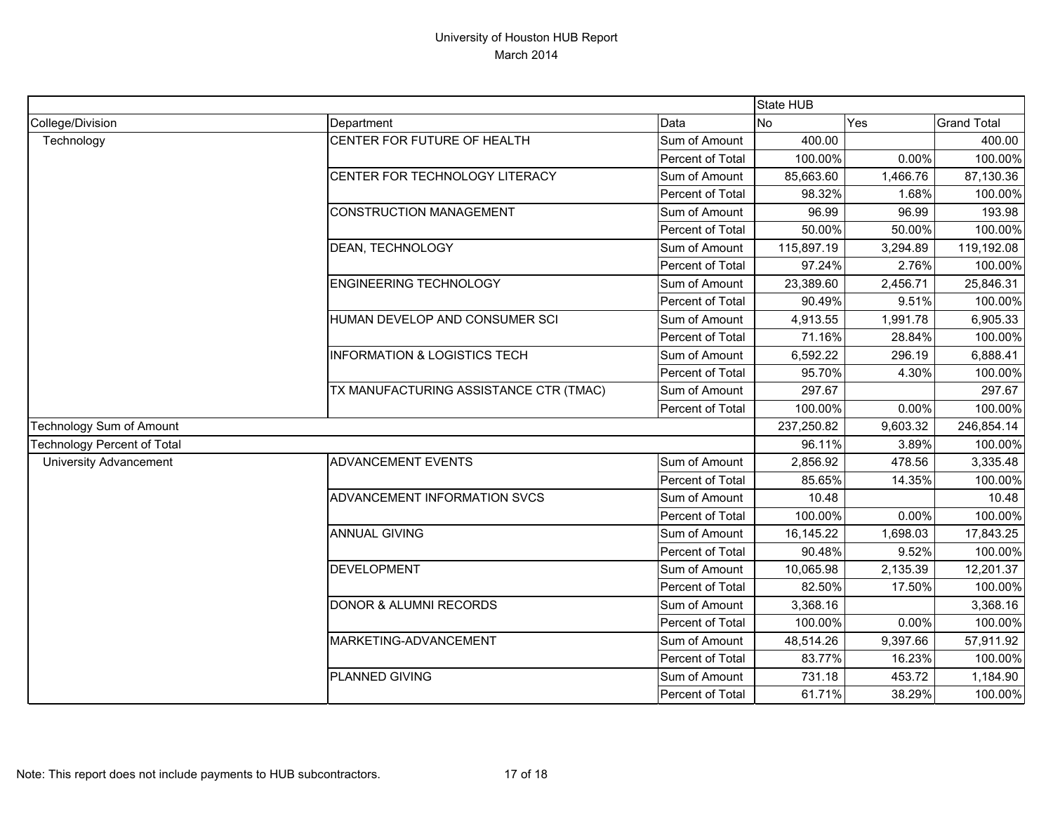# University of Houston HUB Report
## March 2014

| | | | State HUB | | |
|---|---|---|---|---|---|
| College/Division | Department | Data | No | Yes | Grand Total |
| Technology | CENTER FOR FUTURE OF HEALTH | Sum of Amount | 400.00 | | 400.00 |
| | | Percent of Total | 100.00% | 0.00% | 100.00% |
| | CENTER FOR TECHNOLOGY LITERACY | Sum of Amount | 85,663.60 | 1,466.76 | 87,130.36 |
| | | Percent of Total | 98.32% | 1.68% | 100.00% |
| | CONSTRUCTION MANAGEMENT | Sum of Amount | 96.99 | 96.99 | 193.98 |
| | | Percent of Total | 50.00% | 50.00% | 100.00% |
| | DEAN, TECHNOLOGY | Sum of Amount | 115,897.19 | 3,294.89 | 119,192.08 |
| | | Percent of Total | 97.24% | 2.76% | 100.00% |
| | ENGINEERING TECHNOLOGY | Sum of Amount | 23,389.60 | 2,456.71 | 25,846.31 |
| | | Percent of Total | 90.49% | 9.51% | 100.00% |
| | HUMAN DEVELOP AND CONSUMER SCI | Sum of Amount | 4,913.55 | 1,991.78 | 6,905.33 |
| | | Percent of Total | 71.16% | 28.84% | 100.00% |
| | INFORMATION & LOGISTICS TECH | Sum of Amount | 6,592.22 | 296.19 | 6,888.41 |
| | | Percent of Total | 95.70% | 4.30% | 100.00% |
| | TX MANUFACTURING ASSISTANCE CTR (TMAC) | Sum of Amount | 297.67 | | 297.67 |
| | | Percent of Total | 100.00% | 0.00% | 100.00% |
| Technology Sum of Amount | | | 237,250.82 | 9,603.32 | 246,854.14 |
| Technology Percent of Total | | | 96.11% | 3.89% | 100.00% |
| University Advancement | ADVANCEMENT EVENTS | Sum of Amount | 2,856.92 | 478.56 | 3,335.48 |
| | | Percent of Total | 85.65% | 14.35% | 100.00% |
| | ADVANCEMENT INFORMATION SVCS | Sum of Amount | 10.48 | | 10.48 |
| | | Percent of Total | 100.00% | 0.00% | 100.00% |
| | ANNUAL GIVING | Sum of Amount | 16,145.22 | 1,698.03 | 17,843.25 |
| | | Percent of Total | 90.48% | 9.52% | 100.00% |
| | DEVELOPMENT | Sum of Amount | 10,065.98 | 2,135.39 | 12,201.37 |
| | | Percent of Total | 82.50% | 17.50% | 100.00% |
| | DONOR & ALUMNI RECORDS | Sum of Amount | 3,368.16 | | 3,368.16 |
| | | Percent of Total | 100.00% | 0.00% | 100.00% |
| | MARKETING-ADVANCEMENT | Sum of Amount | 48,514.26 | 9,397.66 | 57,911.92 |
| | | Percent of Total | 83.77% | 16.23% | 100.00% |
| | PLANNED GIVING | Sum of Amount | 731.18 | 453.72 | 1,184.90 |
| | | Percent of Total | 61.71% | 38.29% | 100.00% |

Note: This report does not include payments to HUB subcontractors.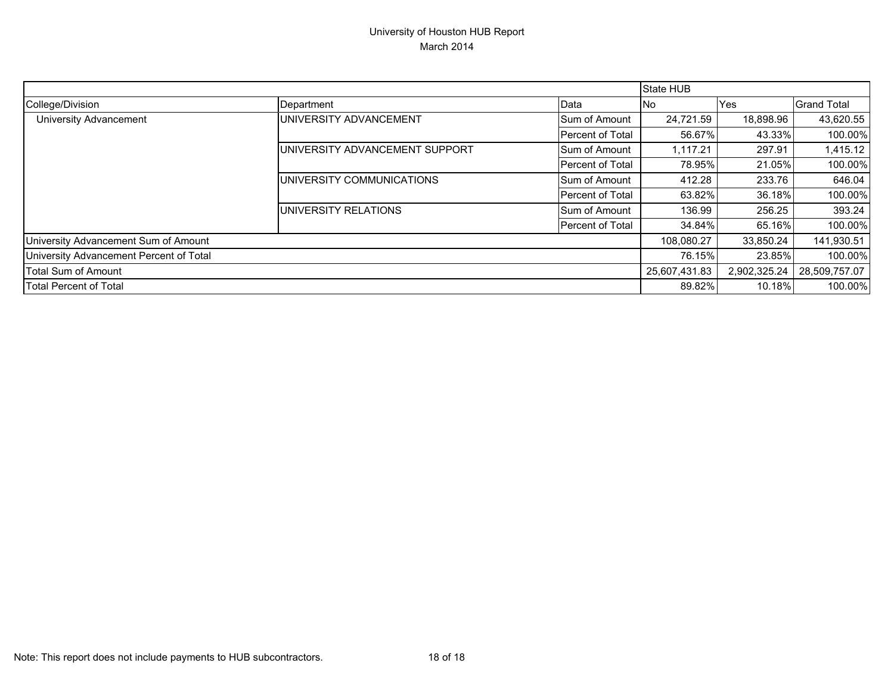University of Houston HUB Report
March 2014

| | | | State HUB | | |
|---|---|---|---|---|---|
| College/Division | Department | Data | No | Yes | Grand Total |
| University Advancement | UNIVERSITY ADVANCEMENT | Sum of Amount | 24,721.59 | 18,898.96 | 43,620.55 |
| | | Percent of Total | 56.67% | 43.33% | 100.00% |
| | UNIVERSITY ADVANCEMENT SUPPORT | Sum of Amount | 1,117.21 | 297.91 | 1,415.12 |
| | | Percent of Total | 78.95% | 21.05% | 100.00% |
| | UNIVERSITY COMMUNICATIONS | Sum of Amount | 412.28 | 233.76 | 646.04 |
| | | Percent of Total | 63.82% | 36.18% | 100.00% |
| | UNIVERSITY RELATIONS | Sum of Amount | 136.99 | 256.25 | 393.24 |
| | | Percent of Total | 34.84% | 65.16% | 100.00% |
| University Advancement Sum of Amount | | | 108,080.27 | 33,850.24 | 141,930.51 |
| University Advancement Percent of Total | | | 76.15% | 23.85% | 100.00% |
| Total Sum of Amount | | | 25,607,431.83 | 2,902,325.24 | 28,509,757.07 |
| Total Percent of Total | | | 89.82% | 10.18% | 100.00% |

Note: This report does not include payments to HUB subcontractors.